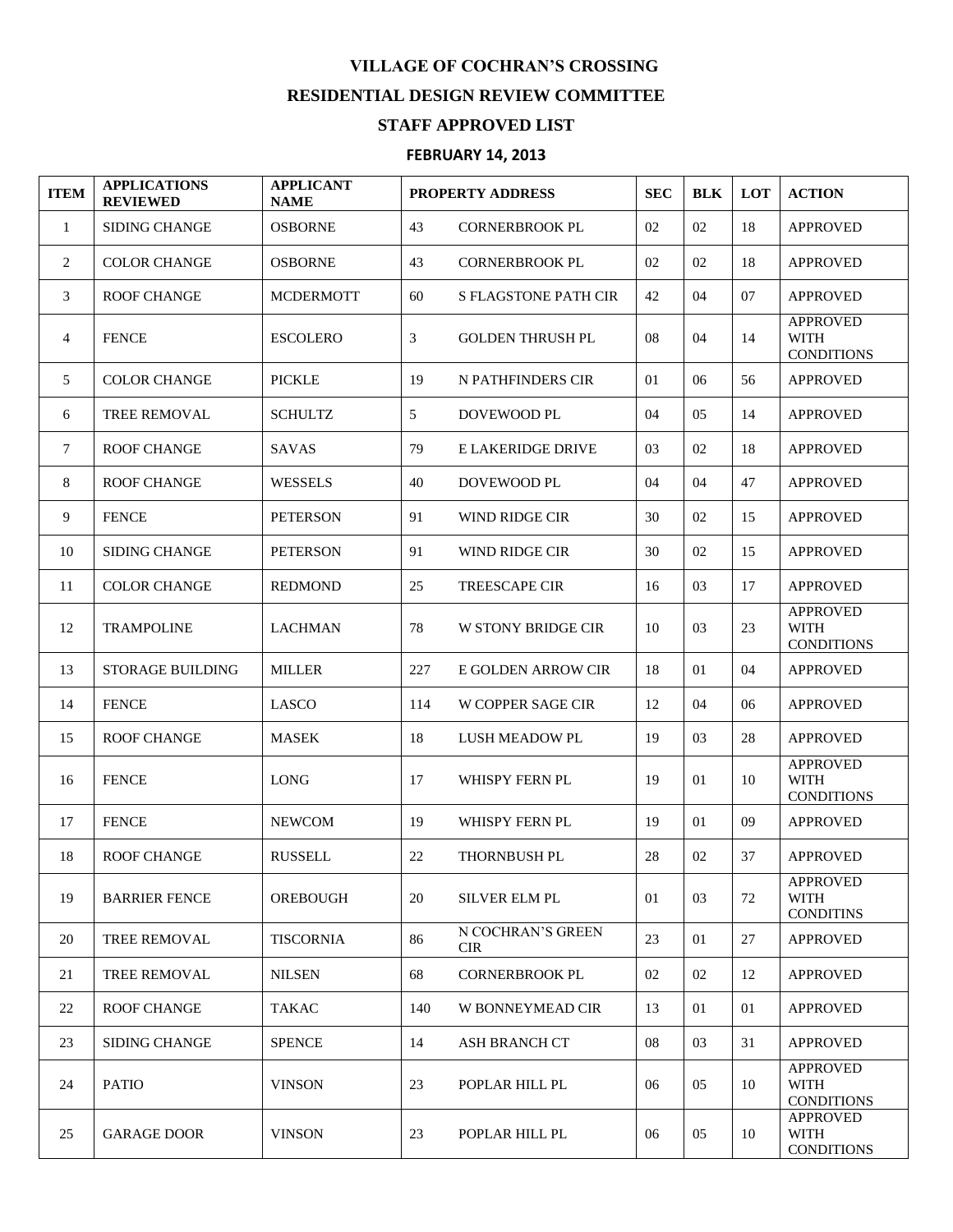# VILLAGE OF COCHRAN'S CROSSING

## RESIDENTIAL DESIGN REVIEW COMMITTEE

## STAFF APPROVED LIST

## FEBRUARY 14, 2013

| ITEM | APPLICATIONS REVIEWED | APPLICANT NAME | PROPERTY ADDRESS | | SEC | BLK | LOT | ACTION |
|---|---|---|---|---|---|---|---|---|
| 1 | SIDING CHANGE | OSBORNE | 43 | CORNERBROOK PL | 02 | 02 | 18 | APPROVED |
| 2 | COLOR CHANGE | OSBORNE | 43 | CORNERBROOK PL | 02 | 02 | 18 | APPROVED |
| 3 | ROOF CHANGE | MCDERMOTT | 60 | S FLAGSTONE PATH CIR | 42 | 04 | 07 | APPROVED |
| 4 | FENCE | ESCOLERO | 3 | GOLDEN THRUSH PL | 08 | 04 | 14 | APPROVED WITH CONDITIONS |
| 5 | COLOR CHANGE | PICKLE | 19 | N PATHFINDERS CIR | 01 | 06 | 56 | APPROVED |
| 6 | TREE REMOVAL | SCHULTZ | 5 | DOVEWOOD PL | 04 | 05 | 14 | APPROVED |
| 7 | ROOF CHANGE | SAVAS | 79 | E LAKERIDGE DRIVE | 03 | 02 | 18 | APPROVED |
| 8 | ROOF CHANGE | WESSELS | 40 | DOVEWOOD PL | 04 | 04 | 47 | APPROVED |
| 9 | FENCE | PETERSON | 91 | WIND RIDGE CIR | 30 | 02 | 15 | APPROVED |
| 10 | SIDING CHANGE | PETERSON | 91 | WIND RIDGE CIR | 30 | 02 | 15 | APPROVED |
| 11 | COLOR CHANGE | REDMOND | 25 | TREESCAPE CIR | 16 | 03 | 17 | APPROVED |
| 12 | TRAMPOLINE | LACHMAN | 78 | W STONY BRIDGE CIR | 10 | 03 | 23 | APPROVED WITH CONDITIONS |
| 13 | STORAGE BUILDING | MILLER | 227 | E GOLDEN ARROW CIR | 18 | 01 | 04 | APPROVED |
| 14 | FENCE | LASCO | 114 | W COPPER SAGE CIR | 12 | 04 | 06 | APPROVED |
| 15 | ROOF CHANGE | MASEK | 18 | LUSH MEADOW PL | 19 | 03 | 28 | APPROVED |
| 16 | FENCE | LONG | 17 | WHISPY FERN PL | 19 | 01 | 10 | APPROVED WITH CONDITIONS |
| 17 | FENCE | NEWCOM | 19 | WHISPY FERN PL | 19 | 01 | 09 | APPROVED |
| 18 | ROOF CHANGE | RUSSELL | 22 | THORNBUSH PL | 28 | 02 | 37 | APPROVED |
| 19 | BARRIER FENCE | OREBOUGH | 20 | SILVER ELM PL | 01 | 03 | 72 | APPROVED WITH CONDITINS |
| 20 | TREE REMOVAL | TISCORNIA | 86 | N COCHRAN'S GREEN CIR | 23 | 01 | 27 | APPROVED |
| 21 | TREE REMOVAL | NILSEN | 68 | CORNERBROOK PL | 02 | 02 | 12 | APPROVED |
| 22 | ROOF CHANGE | TAKAC | 140 | W BONNEYMEAD CIR | 13 | 01 | 01 | APPROVED |
| 23 | SIDING CHANGE | SPENCE | 14 | ASH BRANCH CT | 08 | 03 | 31 | APPROVED |
| 24 | PATIO | VINSON | 23 | POPLAR HILL PL | 06 | 05 | 10 | APPROVED WITH CONDITIONS |
| 25 | GARAGE DOOR | VINSON | 23 | POPLAR HILL PL | 06 | 05 | 10 | APPROVED WITH CONDITIONS |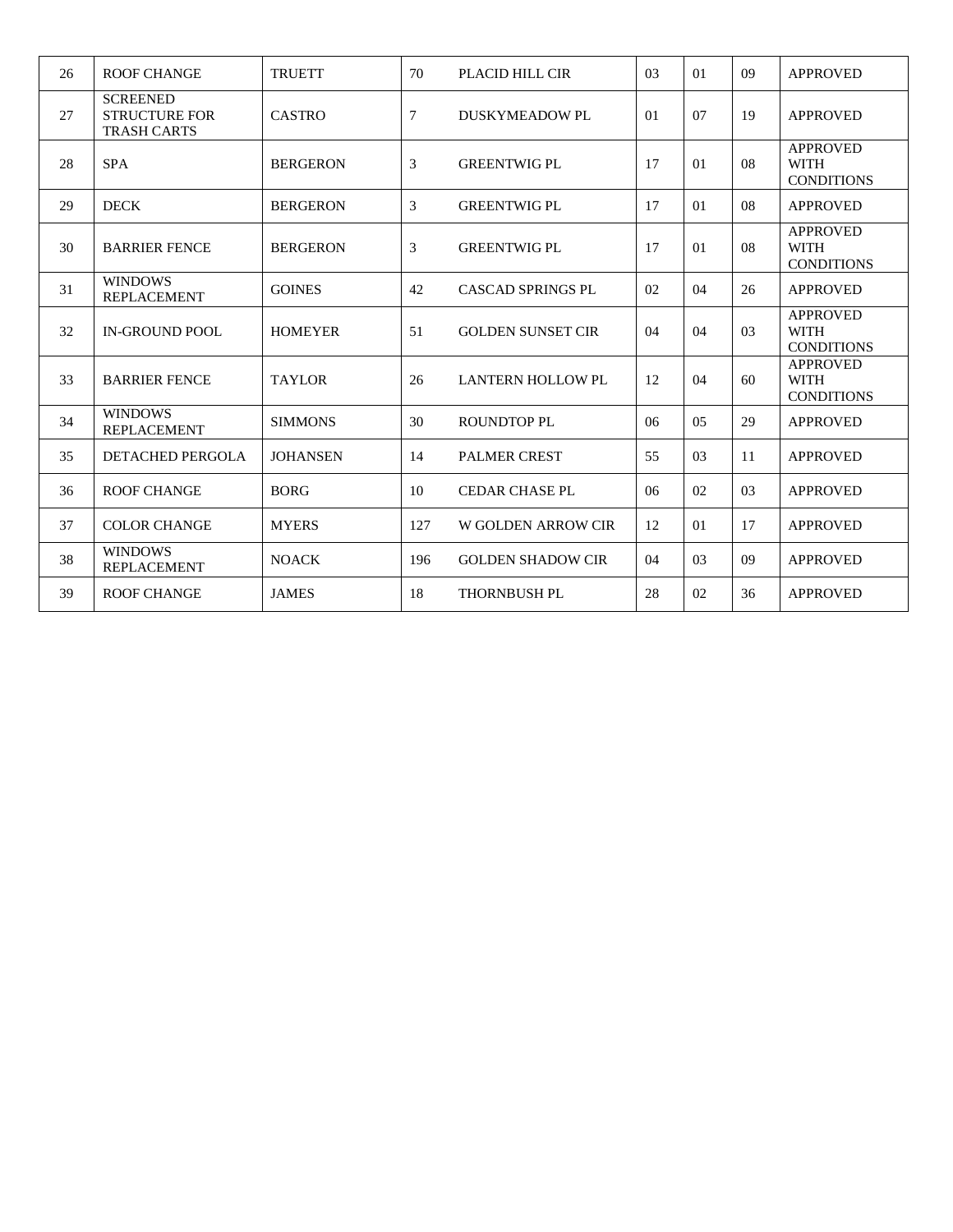| | | | | | | | | |
|---|---|---|---|---|---|---|---|---|
| 26 | ROOF CHANGE | TRUETT | 70 | PLACID HILL CIR | 03 | 01 | 09 | APPROVED |
| 27 | SCREENED STRUCTURE FOR TRASH CARTS | CASTRO | 7 | DUSKYMEADOW PL | 01 | 07 | 19 | APPROVED |
| 28 | SPA | BERGERON | 3 | GREENTWIG PL | 17 | 01 | 08 | APPROVED WITH CONDITIONS |
| 29 | DECK | BERGERON | 3 | GREENTWIG PL | 17 | 01 | 08 | APPROVED |
| 30 | BARRIER FENCE | BERGERON | 3 | GREENTWIG PL | 17 | 01 | 08 | APPROVED WITH CONDITIONS |
| 31 | WINDOWS REPLACEMENT | GOINES | 42 | CASCAD SPRINGS PL | 02 | 04 | 26 | APPROVED |
| 32 | IN-GROUND POOL | HOMEYER | 51 | GOLDEN SUNSET CIR | 04 | 04 | 03 | APPROVED WITH CONDITIONS |
| 33 | BARRIER FENCE | TAYLOR | 26 | LANTERN HOLLOW PL | 12 | 04 | 60 | APPROVED WITH CONDITIONS |
| 34 | WINDOWS REPLACEMENT | SIMMONS | 30 | ROUNDTOP PL | 06 | 05 | 29 | APPROVED |
| 35 | DETACHED PERGOLA | JOHANSEN | 14 | PALMER CREST | 55 | 03 | 11 | APPROVED |
| 36 | ROOF CHANGE | BORG | 10 | CEDAR CHASE PL | 06 | 02 | 03 | APPROVED |
| 37 | COLOR CHANGE | MYERS | 127 | W GOLDEN ARROW CIR | 12 | 01 | 17 | APPROVED |
| 38 | WINDOWS REPLACEMENT | NOACK | 196 | GOLDEN SHADOW CIR | 04 | 03 | 09 | APPROVED |
| 39 | ROOF CHANGE | JAMES | 18 | THORNBUSH PL | 28 | 02 | 36 | APPROVED |